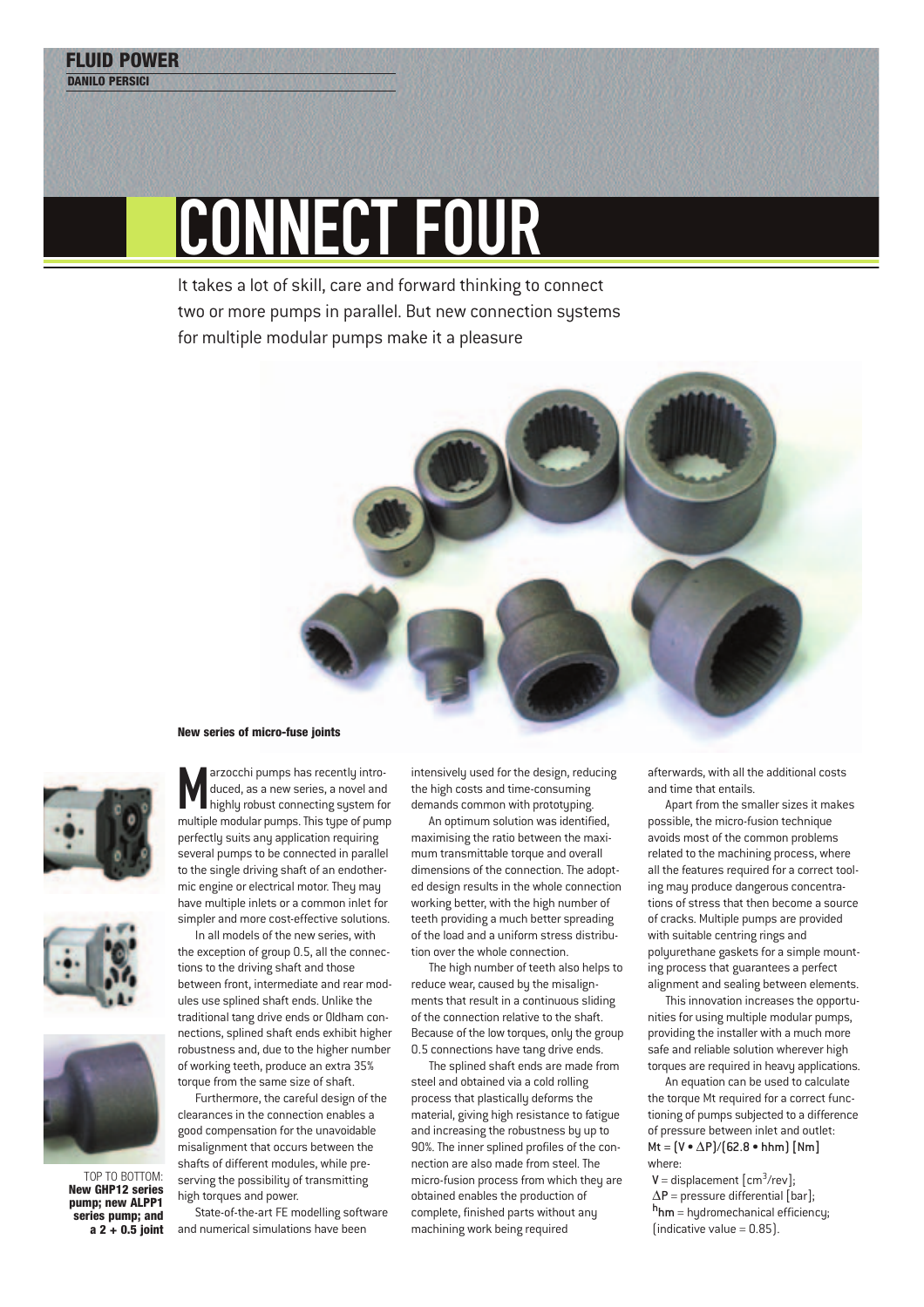FLUID POWER
DANILO PERSICI

# CONNECT FOUR

It takes a lot of skill, care and forward thinking to connect two or more pumps in parallel. But new connection systems for multiple modular pumps make it a pleasure

**New series of micro-fuse joints**

TOP TO BOTTOM: **New GHP12 series pump; new ALPP1 series pump; and a 2 + 0.5 joint**

Marzocchi pumps has recently introduced, as a new series, a novel and highly robust connecting system for multiple modular pumps. This type of pump perfectly suits any application requiring several pumps to be connected in parallel to the single driving shaft of an endothermic engine or electrical motor. They may have multiple inlets or a common inlet for simpler and more cost-effective solutions.

In all models of the new series, with the exception of group 0.5, all the connections to the driving shaft and those between front, intermediate and rear modules use splined shaft ends. Unlike the traditional tang drive ends or Oldham connections, splined shaft ends exhibit higher robustness and, due to the higher number of working teeth, produce an extra 35% torque from the same size of shaft.

Furthermore, the careful design of the clearances in the connection enables a good compensation for the unavoidable misalignment that occurs between the shafts of different modules, while preserving the possibility of transmitting high torques and power.

State-of-the-art FE modelling software and numerical simulations have been intensively used for the design, reducing the high costs and time-consuming demands common with prototyping.

An optimum solution was identified, maximising the ratio between the maximum transmittable torque and overall dimensions of the connection. The adopted design results in the whole connection working better, with the high number of teeth providing a much better spreading of the load and a uniform stress distribution over the whole connection.

The high number of teeth also helps to reduce wear, caused by the misalignments that result in a continuous sliding of the connection relative to the shaft. Because of the low torques, only the group 0.5 connections have tang drive ends.

The splined shaft ends are made from steel and obtained via a cold rolling process that plastically deforms the material, giving high resistance to fatigue and increasing the robustness by up to 90%. The inner splined profiles of the connection are also made from steel. The micro-fusion process from which they are obtained enables the production of complete, finished parts without any machining work being required afterwards, with all the additional costs and time that entails.

Apart from the smaller sizes it makes possible, the micro-fusion technique avoids most of the common problems related to the machining process, where all the features required for a correct tooling may produce dangerous concentrations of stress that then become a source of cracks. Multiple pumps are provided with suitable centring rings and polyurethane gaskets for a simple mounting process that guarantees a perfect alignment and sealing between elements.

This innovation increases the opportunities for using multiple modular pumps, providing the installer with a much more safe and reliable solution wherever high torques are required in heavy applications.

An equation can be used to calculate the torque Mt required for a correct functioning of pumps subjected to a difference of pressure between inlet and outlet:

$$Mt = (V \cdot \Delta P)/(62.8 \cdot \eta_{hm}) \text{ [Nm]}$$

where:

$V$ = displacement [$cm^3$/rev];
$\Delta P$ = pressure differential [bar];
$\eta_{hm}$ = hydromechanical efficiency; (indicative value = 0.85).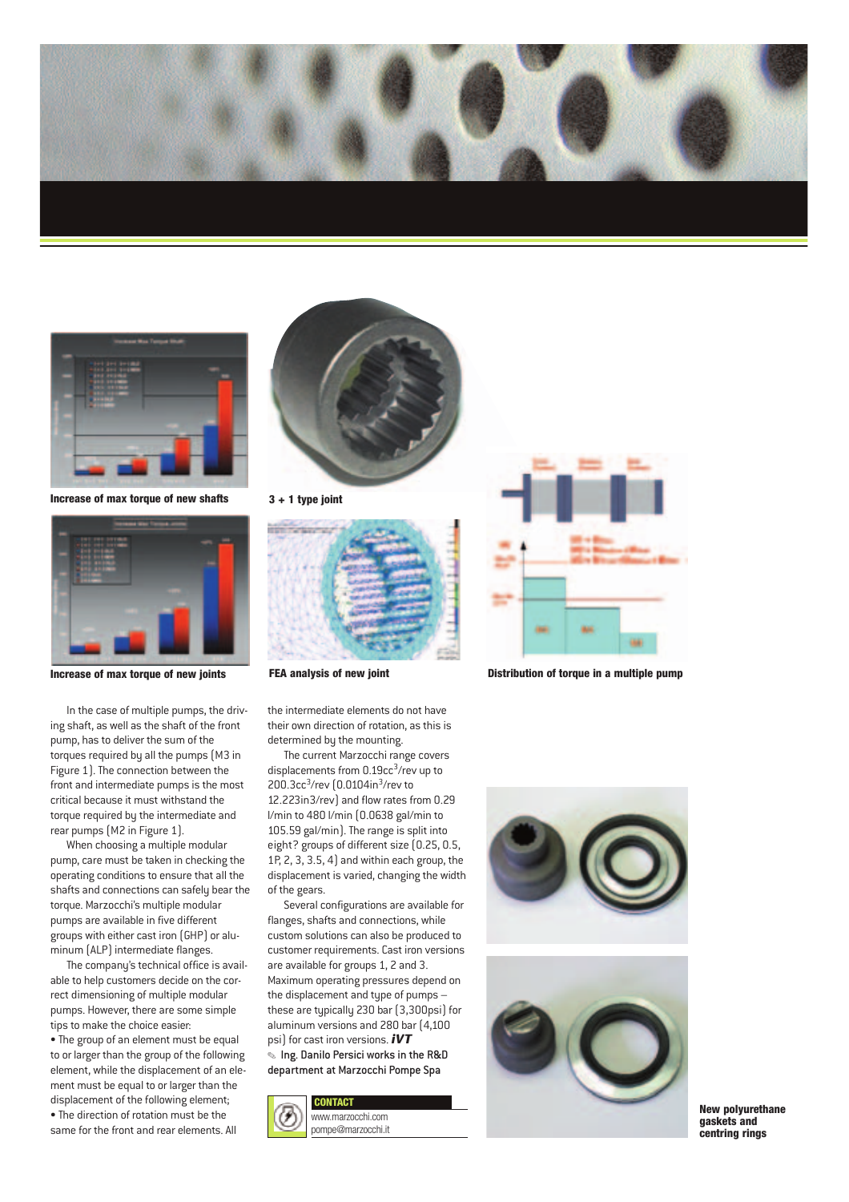Increase of max torque of new shafts

3 + 1 type joint

Increase of max torque of new joints

FEA analysis of new joint

Distribution of torque in a multiple pump

In the case of multiple pumps, the driving shaft, as well as the shaft of the front pump, has to deliver the sum of the torques required by all the pumps (M3 in Figure 1). The connection between the front and intermediate pumps is the most critical because it must withstand the torque required by the intermediate and rear pumps (M2 in Figure 1).

When choosing a multiple modular pump, care must be taken in checking the operating conditions to ensure that all the shafts and connections can safely bear the torque. Marzocchi's multiple modular pumps are available in five different groups with either cast iron (GHP) or aluminum (ALP) intermediate flanges.

The company's technical office is available to help customers decide on the correct dimensioning of multiple modular pumps. However, there are some simple tips to make the choice easier:

- The group of an element must be equal to or larger than the group of the following element, while the displacement of an element must be equal to or larger than the displacement of the following element;
- The direction of rotation must be the same for the front and rear elements. All the intermediate elements do not have their own direction of rotation, as this is determined by the mounting.

The current Marzocchi range covers displacements from 0.19cc$^3$/rev up to 200.3cc$^3$/rev (0.0104in$^3$/rev to 12.223in3/rev) and flow rates from 0.29 l/min to 480 l/min (0.0638 gal/min to 105.59 gal/min). The range is split into eight? groups of different size (0.25, 0.5, 1P, 2, 3, 3.5, 4) and within each group, the displacement is varied, changing the width of the gears.

Several configurations are available for flanges, shafts and connections, while custom solutions can also be produced to customer requirements. Cast iron versions are available for groups 1, 2 and 3. Maximum operating pressures depend on the displacement and type of pumps – these are typically 230 bar (3,300psi) for aluminum versions and 280 bar (4,100 psi) for cast iron versions. ***iVT***

✎ Ing. Danilo Persici works in the R&D department at Marzocchi Pompe Spa

**CONTACT**
www.marzocchi.com
pompe@marzocchi.it

**New polyurethane gaskets and centring rings**